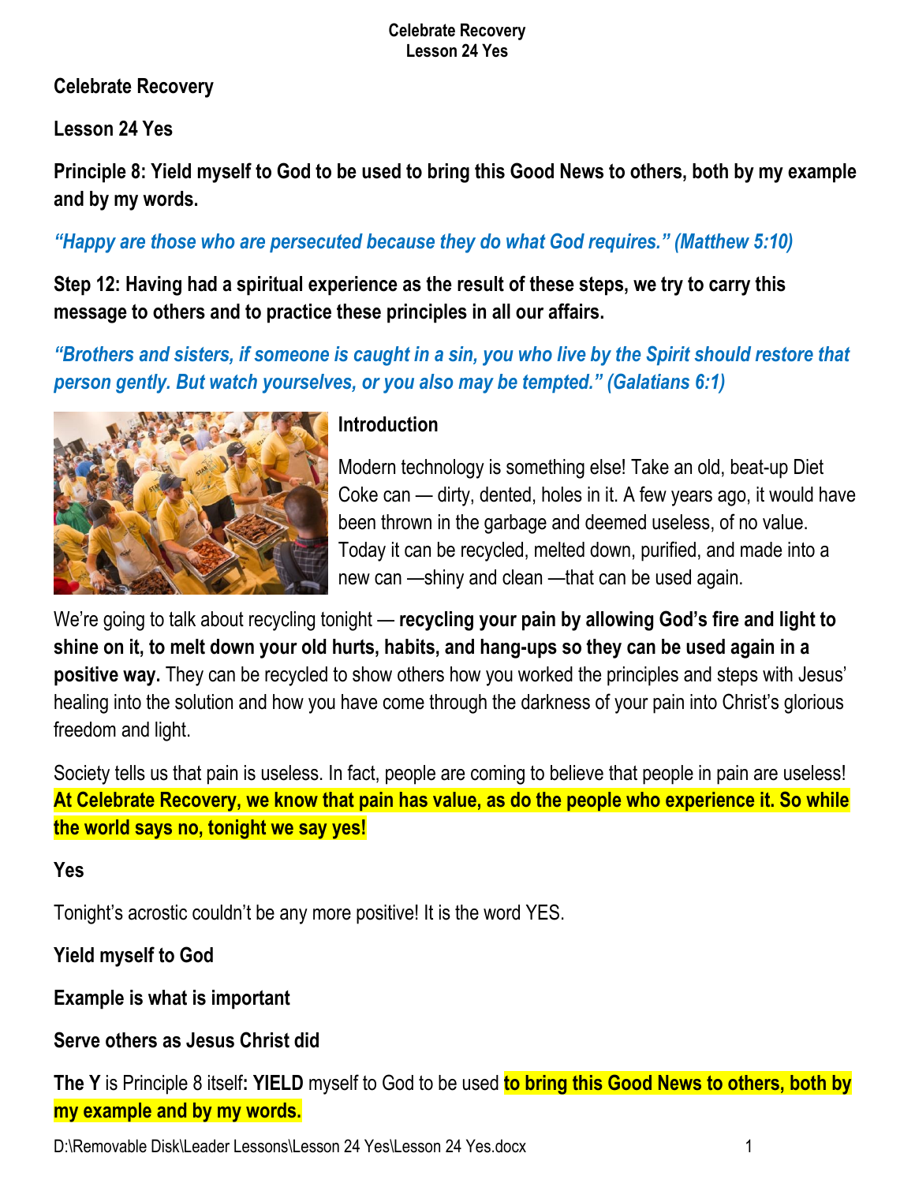**Celebrate Recovery**

**Lesson 24 Yes**

**Principle 8: Yield myself to God to be used to bring this Good News to others, both by my example and by my words.**

*"Happy are those who are persecuted because they do what God requires." (Matthew 5:10)*

**Step 12: Having had a spiritual experience as the result of these steps, we try to carry this message to others and to practice these principles in all our affairs.**

*"Brothers and sisters, if someone is caught in a sin, you who live by the Spirit should restore that person gently. But watch yourselves, or you also may be tempted." (Galatians 6:1)*

**Introduction**

Modern technology is something else! Take an old, beat-up Diet Coke can — dirty, dented, holes in it. A few years ago, it would have been thrown in the garbage and deemed useless, of no value. Today it can be recycled, melted down, purified, and made into a new can —shiny and clean —that can be used again.

We're going to talk about recycling tonight — **recycling your pain by allowing God's fire and light to shine on it, to melt down your old hurts, habits, and hang-ups so they can be used again in a positive way.** They can be recycled to show others how you worked the principles and steps with Jesus' healing into the solution and how you have come through the darkness of your pain into Christ's glorious freedom and light.

Society tells us that pain is useless. In fact, people are coming to believe that people in pain are useless! **At Celebrate Recovery, we know that pain has value, as do the people who experience it. So while the world says no, tonight we say yes!**

**Yes**

Tonight's acrostic couldn't be any more positive! It is the word YES.

**Yield myself to God**

**Example is what is important**

**Serve others as Jesus Christ did**

**The Y** is Principle 8 itself**: YIELD** myself to God to be used **to bring this Good News to others, both by my example and by my words.**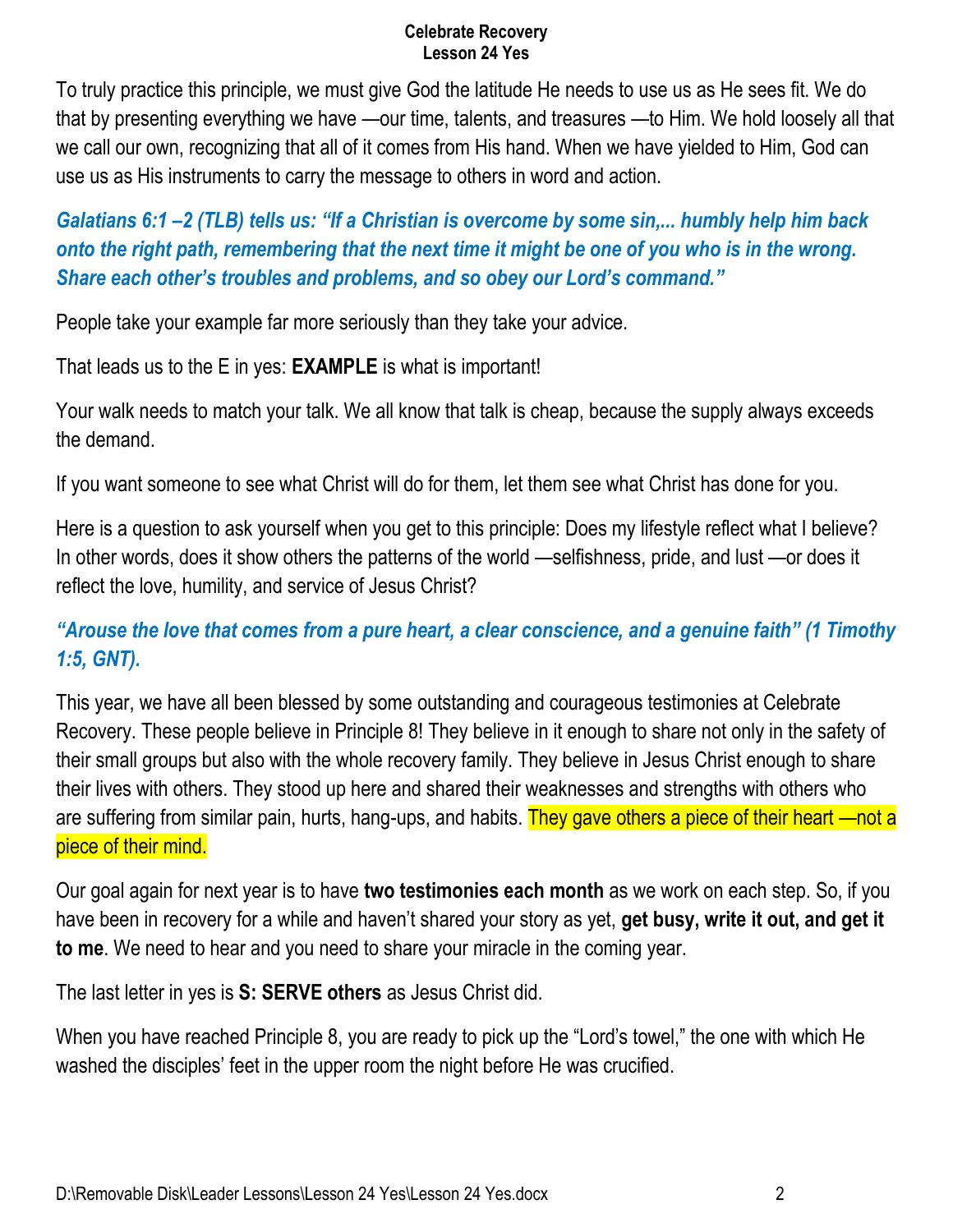To truly practice this principle, we must give God the latitude He needs to use us as He sees fit. We do that by presenting everything we have —our time, talents, and treasures —to Him. We hold loosely all that we call our own, recognizing that all of it comes from His hand. When we have yielded to Him, God can use us as His instruments to carry the message to others in word and action.

***Galatians 6:1 –2 (TLB) tells us: "If a Christian is overcome by some sin,... humbly help him back onto the right path, remembering that the next time it might be one of you who is in the wrong. Share each other's troubles and problems, and so obey our Lord's command."***

People take your example far more seriously than they take your advice.

That leads us to the E in yes: **EXAMPLE** is what is important!

Your walk needs to match your talk. We all know that talk is cheap, because the supply always exceeds the demand.

If you want someone to see what Christ will do for them, let them see what Christ has done for you.

Here is a question to ask yourself when you get to this principle: Does my lifestyle reflect what I believe? In other words, does it show others the patterns of the world —selfishness, pride, and lust —or does it reflect the love, humility, and service of Jesus Christ?

***"Arouse the love that comes from a pure heart, a clear conscience, and a genuine faith" (1 Timothy 1:5, GNT).***

This year, we have all been blessed by some outstanding and courageous testimonies at Celebrate Recovery. These people believe in Principle 8! They believe in it enough to share not only in the safety of their small groups but also with the whole recovery family. They believe in Jesus Christ enough to share their lives with others. They stood up here and shared their weaknesses and strengths with others who are suffering from similar pain, hurts, hang-ups, and habits. They gave others a piece of their heart —not a piece of their mind.

Our goal again for next year is to have **two testimonies each month** as we work on each step. So, if you have been in recovery for a while and haven't shared your story as yet, **get busy, write it out, and get it to me**. We need to hear and you need to share your miracle in the coming year.

The last letter in yes is **S: SERVE others** as Jesus Christ did.

When you have reached Principle 8, you are ready to pick up the "Lord's towel," the one with which He washed the disciples' feet in the upper room the night before He was crucified.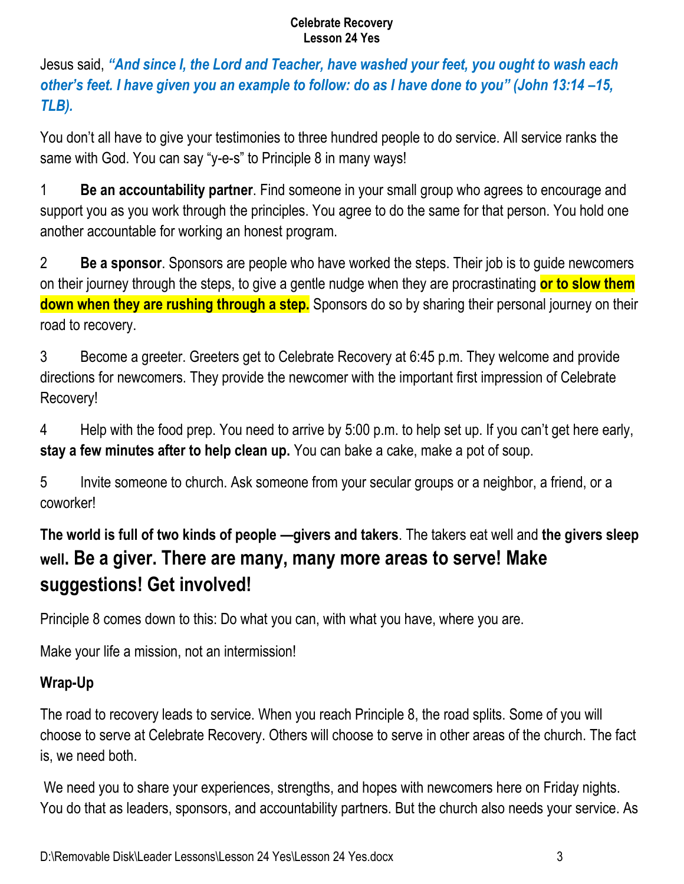Jesus said, ***"And since I, the Lord and Teacher, have washed your feet, you ought to wash each other's feet. I have given you an example to follow: do as I have done to you" (John 13:14 –15, TLB).***

You don't all have to give your testimonies to three hundred people to do service. All service ranks the same with God. You can say "y-e-s" to Principle 8 in many ways!

1 **Be an accountability partner**. Find someone in your small group who agrees to encourage and support you as you work through the principles. You agree to do the same for that person. You hold one another accountable for working an honest program.

2 **Be a sponsor**. Sponsors are people who have worked the steps. Their job is to guide newcomers on their journey through the steps, to give a gentle nudge when they are procrastinating **or to slow them down when they are rushing through a step.** Sponsors do so by sharing their personal journey on their road to recovery.

3 Become a greeter. Greeters get to Celebrate Recovery at 6:45 p.m. They welcome and provide directions for newcomers. They provide the newcomer with the important first impression of Celebrate Recovery!

4 Help with the food prep. You need to arrive by 5:00 p.m. to help set up. If you can't get here early, **stay a few minutes after to help clean up.** You can bake a cake, make a pot of soup.

5 Invite someone to church. Ask someone from your secular groups or a neighbor, a friend, or a coworker!

**The world is full of two kinds of people —givers and takers**. The takers eat well and **the givers sleep well. Be a giver. There are many, many more areas to serve! Make suggestions! Get involved!**

Principle 8 comes down to this: Do what you can, with what you have, where you are.

Make your life a mission, not an intermission!

**Wrap-Up**

The road to recovery leads to service. When you reach Principle 8, the road splits. Some of you will choose to serve at Celebrate Recovery. Others will choose to serve in other areas of the church. The fact is, we need both.

We need you to share your experiences, strengths, and hopes with newcomers here on Friday nights. You do that as leaders, sponsors, and accountability partners. But the church also needs your service. As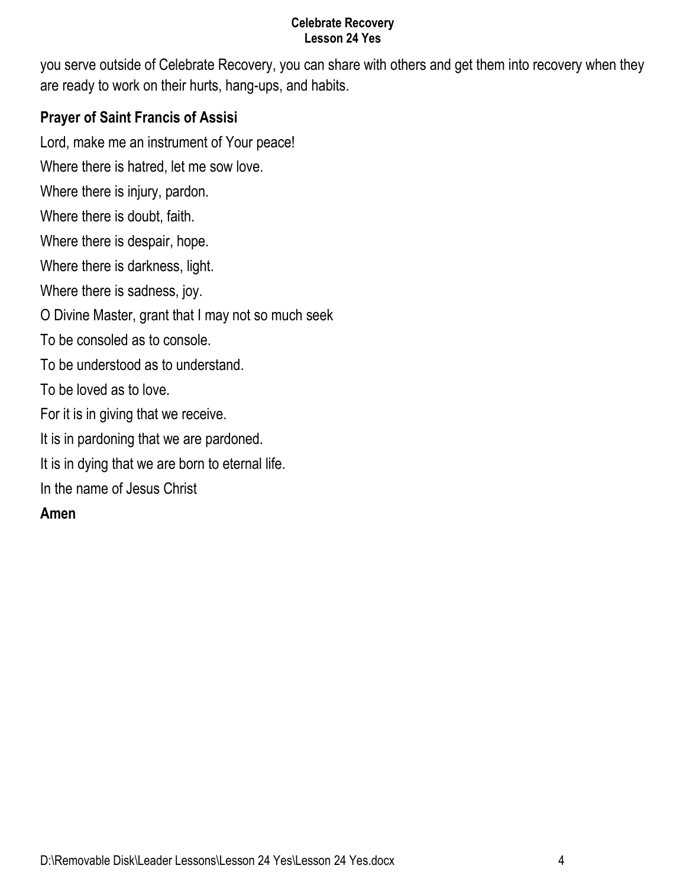you serve outside of Celebrate Recovery, you can share with others and get them into recovery when they are ready to work on their hurts, hang-ups, and habits.

## Prayer of Saint Francis of Assisi

Lord, make me an instrument of Your peace!

Where there is hatred, let me sow love.

Where there is injury, pardon.

Where there is doubt, faith.

Where there is despair, hope.

Where there is darkness, light.

Where there is sadness, joy.

O Divine Master, grant that I may not so much seek

To be consoled as to console.

To be understood as to understand.

To be loved as to love.

For it is in giving that we receive.

It is in pardoning that we are pardoned.

It is in dying that we are born to eternal life.

In the name of Jesus Christ

**Amen**